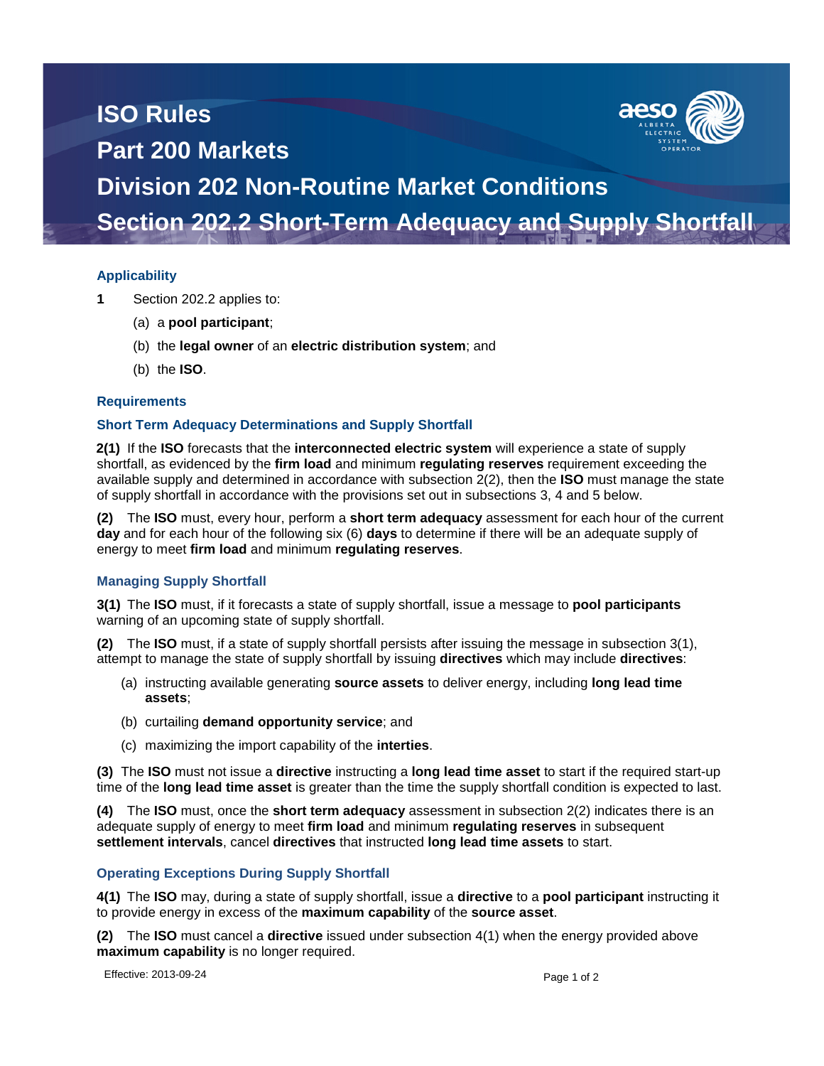# ISO Rules

# Part 200 Markets

## Division 202 Non-Routine Market Conditions

## Section 202.2 Short-Term Adequacy and Supply Shortfall

### Applicability

**1** Section 202.2 applies to:

(a) a **pool participant**;

(b) the **legal owner** of an **electric distribution system**; and

(b) the **ISO**.

### Requirements

### Short Term Adequacy Determinations and Supply Shortfall

**2(1)** If the **ISO** forecasts that the **interconnected electric system** will experience a state of supply shortfall, as evidenced by the **firm load** and minimum **regulating reserves** requirement exceeding the available supply and determined in accordance with subsection 2(2), then the **ISO** must manage the state of supply shortfall in accordance with the provisions set out in subsections 3, 4 and 5 below.

**(2)** The **ISO** must, every hour, perform a **short term adequacy** assessment for each hour of the current **day** and for each hour of the following six (6) **days** to determine if there will be an adequate supply of energy to meet **firm load** and minimum **regulating reserves**.

### Managing Supply Shortfall

**3(1)** The **ISO** must, if it forecasts a state of supply shortfall, issue a message to **pool participants** warning of an upcoming state of supply shortfall.

**(2)** The **ISO** must, if a state of supply shortfall persists after issuing the message in subsection 3(1), attempt to manage the state of supply shortfall by issuing **directives** which may include **directives**:

(a) instructing available generating **source assets** to deliver energy, including **long lead time assets**;

(b) curtailing **demand opportunity service**; and

(c) maximizing the import capability of the **interties**.

**(3)** The **ISO** must not issue a **directive** instructing a **long lead time asset** to start if the required start-up time of the **long lead time asset** is greater than the time the supply shortfall condition is expected to last.

**(4)** The **ISO** must, once the **short term adequacy** assessment in subsection 2(2) indicates there is an adequate supply of energy to meet **firm load** and minimum **regulating reserves** in subsequent **settlement intervals**, cancel **directives** that instructed **long lead time assets** to start.

### Operating Exceptions During Supply Shortfall

**4(1)** The **ISO** may, during a state of supply shortfall, issue a **directive** to a **pool participant** instructing it to provide energy in excess of the **maximum capability** of the **source asset**.

**(2)** The **ISO** must cancel a **directive** issued under subsection 4(1) when the energy provided above **maximum capability** is no longer required.

Effective: 2013-09-24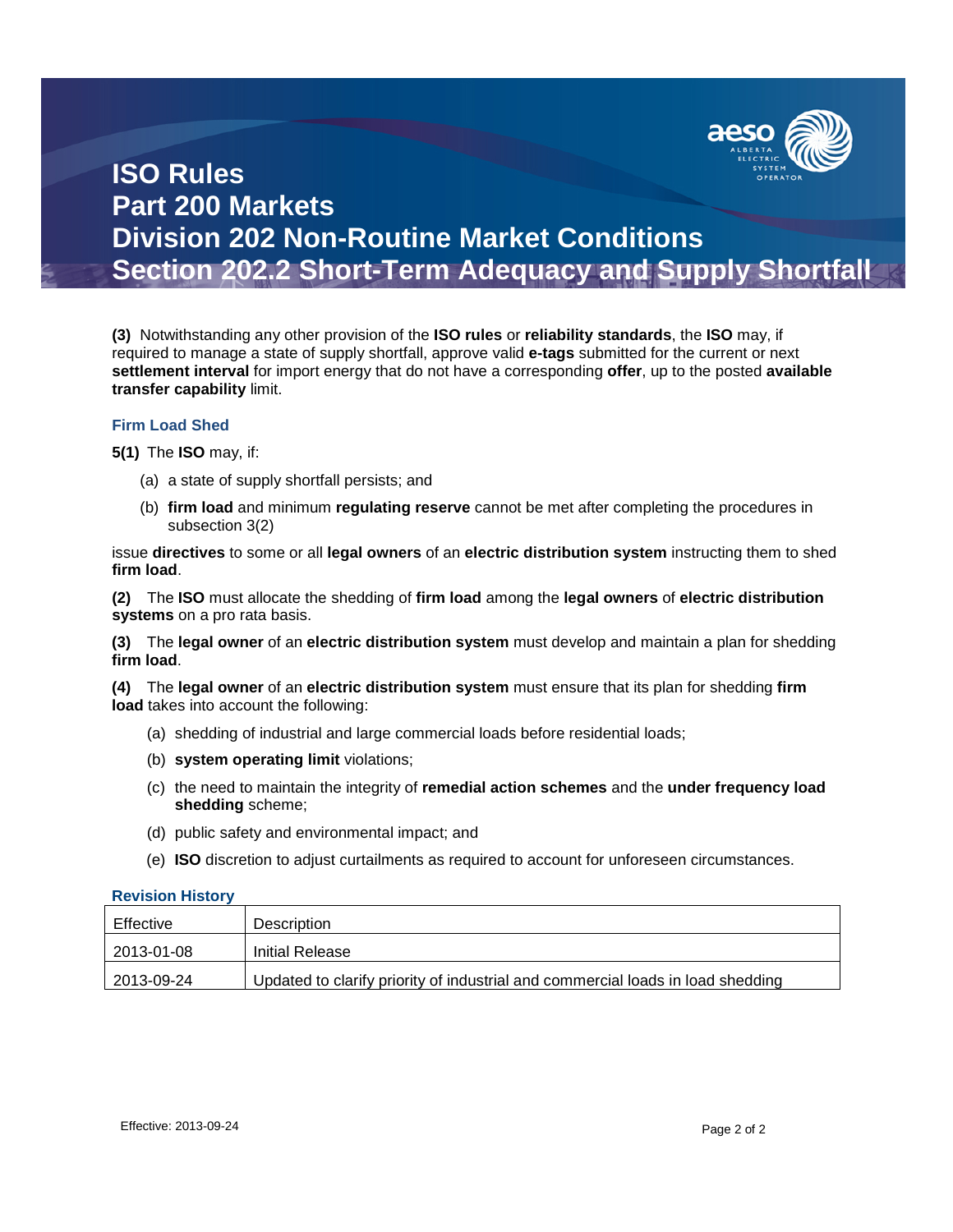# ISO Rules
# Part 200 Markets
# Division 202 Non-Routine Market Conditions
# Section 202.2 Short-Term Adequacy and Supply Shortfall

**(3)** Notwithstanding any other provision of the **ISO rules** or **reliability standards**, the **ISO** may, if required to manage a state of supply shortfall, approve valid **e-tags** submitted for the current or next **settlement interval** for import energy that do not have a corresponding **offer**, up to the posted **available transfer capability** limit.

### Firm Load Shed

**5(1)** The **ISO** may, if:

(a) a state of supply shortfall persists; and

(b) **firm load** and minimum **regulating reserve** cannot be met after completing the procedures in subsection 3(2)

issue **directives** to some or all **legal owners** of an **electric distribution system** instructing them to shed **firm load**.

**(2)** The **ISO** must allocate the shedding of **firm load** among the **legal owners** of **electric distribution systems** on a pro rata basis.

**(3)** The **legal owner** of an **electric distribution system** must develop and maintain a plan for shedding **firm load**.

**(4)** The **legal owner** of an **electric distribution system** must ensure that its plan for shedding **firm load** takes into account the following:

(a) shedding of industrial and large commercial loads before residential loads;

(b) **system operating limit** violations;

(c) the need to maintain the integrity of **remedial action schemes** and the **under frequency load shedding** scheme;

(d) public safety and environmental impact; and

(e) **ISO** discretion to adjust curtailments as required to account for unforeseen circumstances.

### Revision History

| Effective | Description |
|---|---|
| 2013-01-08 | Initial Release |
| 2013-09-24 | Updated to clarify priority of industrial and commercial loads in load shedding |

Effective: 2013-09-24